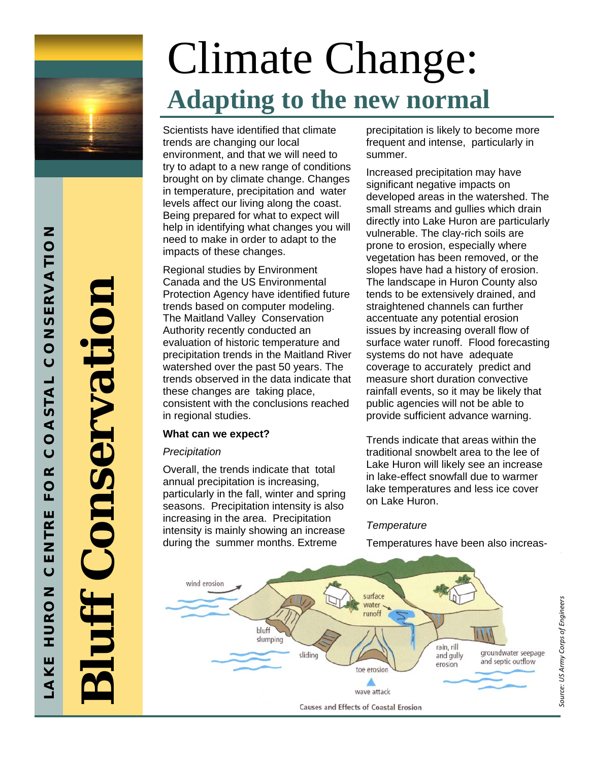# Climate Change:

## Adapting to the new normal

Scientists have identified that climate trends are changing our local environment, and that we will need to try to adapt to a new range of conditions brought on by climate change. Changes in temperature, precipitation and water levels affect our living along the coast. Being prepared for what to expect will help in identifying what changes you will need to make in order to adapt to the impacts of these changes.

Regional studies by Environment Canada and the US Environmental Protection Agency have identified future trends based on computer modeling. The Maitland Valley Conservation Authority recently conducted an evaluation of historic temperature and precipitation trends in the Maitland River watershed over the past 50 years. The trends observed in the data indicate that these changes are taking place, consistent with the conclusions reached in regional studies.

**What can we expect?**

*Precipitation*

Overall, the trends indicate that total annual precipitation is increasing, particularly in the fall, winter and spring seasons. Precipitation intensity is also increasing in the area. Precipitation intensity is mainly showing an increase during the summer months. Extreme precipitation is likely to become more frequent and intense, particularly in summer.

Increased precipitation may have significant negative impacts on developed areas in the watershed. The small streams and gullies which drain directly into Lake Huron are particularly vulnerable. The clay-rich soils are prone to erosion, especially where vegetation has been removed, or the slopes have had a history of erosion. The landscape in Huron County also tends to be extensively drained, and straightened channels can further accentuate any potential erosion issues by increasing overall flow of surface water runoff. Flood forecasting systems do not have adequate coverage to accurately predict and measure short duration convective rainfall events, so it may be likely that public agencies will not be able to provide sufficient advance warning.

Trends indicate that areas within the traditional snowbelt area to the lee of Lake Huron will likely see an increase in lake-effect snowfall due to warmer lake temperatures and less ice cover on Lake Huron.

*Temperature*

Temperatures have been also increas-

Causes and Effects of Coastal Erosion

Source: US Army Corps of Engineers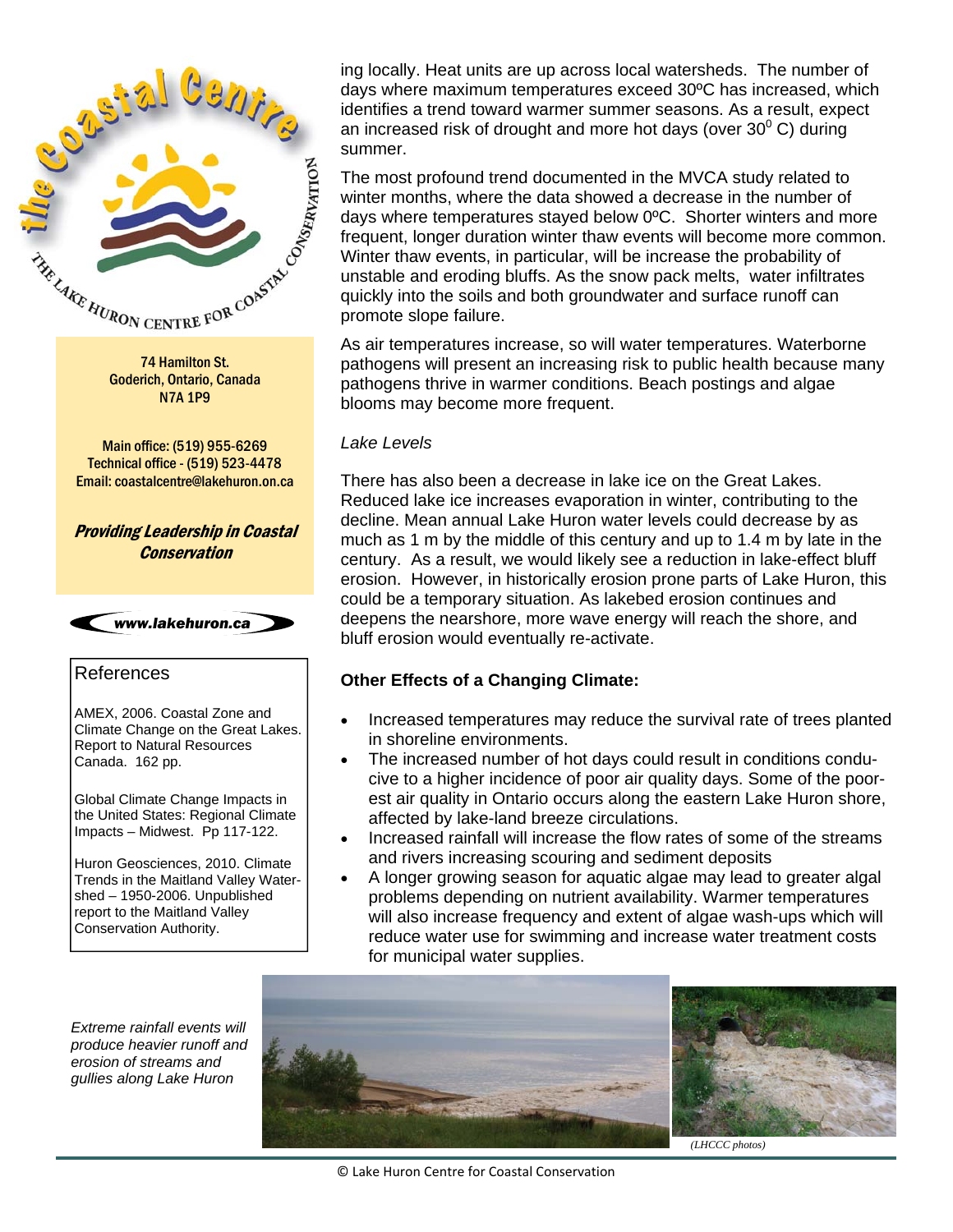ing locally. Heat units are up across local watersheds. The number of days where maximum temperatures exceed 30ºC has increased, which identifies a trend toward warmer summer seasons. As a result, expect an increased risk of drought and more hot days (over $30^0$ C) during summer.

The most profound trend documented in the MVCA study related to winter months, where the data showed a decrease in the number of days where temperatures stayed below 0ºC. Shorter winters and more frequent, longer duration winter thaw events will become more common. Winter thaw events, in particular, will be increase the probability of unstable and eroding bluffs. As the snow pack melts, water infiltrates quickly into the soils and both groundwater and surface runoff can promote slope failure.

As air temperatures increase, so will water temperatures. Waterborne pathogens will present an increasing risk to public health because many pathogens thrive in warmer conditions. Beach postings and algae blooms may become more frequent.

*Lake Levels*

There has also been a decrease in lake ice on the Great Lakes. Reduced lake ice increases evaporation in winter, contributing to the decline. Mean annual Lake Huron water levels could decrease by as much as 1 m by the middle of this century and up to 1.4 m by late in the century. As a result, we would likely see a reduction in lake-effect bluff erosion. However, in historically erosion prone parts of Lake Huron, this could be a temporary situation. As lakebed erosion continues and deepens the nearshore, more wave energy will reach the shore, and bluff erosion would eventually re-activate.

**Other Effects of a Changing Climate:**

- Increased temperatures may reduce the survival rate of trees planted in shoreline environments.
- The increased number of hot days could result in conditions conducive to a higher incidence of poor air quality days. Some of the poorest air quality in Ontario occurs along the eastern Lake Huron shore, affected by lake-land breeze circulations.
- Increased rainfall will increase the flow rates of some of the streams and rivers increasing scouring and sediment deposits
- A longer growing season for aquatic algae may lead to greater algal problems depending on nutrient availability. Warmer temperatures will also increase frequency and extent of algae wash-ups which will reduce water use for swimming and increase water treatment costs for municipal water supplies.

the Coastal Centre

THE LAKE HURON CENTRE FOR COASTAL CONSERVATION

74 Hamilton St.
Goderich, Ontario, Canada
N7A 1P9

Main office: (519) 955-6269
Technical office - (519) 523-4478
Email: coastalcentre@lakehuron.on.ca

***Providing Leadership in Coastal Conservation***

**www.lakehuron.ca**

## References

AMEX, 2006. Coastal Zone and Climate Change on the Great Lakes. Report to Natural Resources Canada. 162 pp.

Global Climate Change Impacts in the United States: Regional Climate Impacts – Midwest. Pp 117-122.

Huron Geosciences, 2010. Climate Trends in the Maitland Valley Watershed – 1950-2006. Unpublished report to the Maitland Valley Conservation Authority.

*Extreme rainfall events will produce heavier runoff and erosion of streams and gullies along Lake Huron*

*(LHCCC photos)*

© Lake Huron Centre for Coastal Conservation